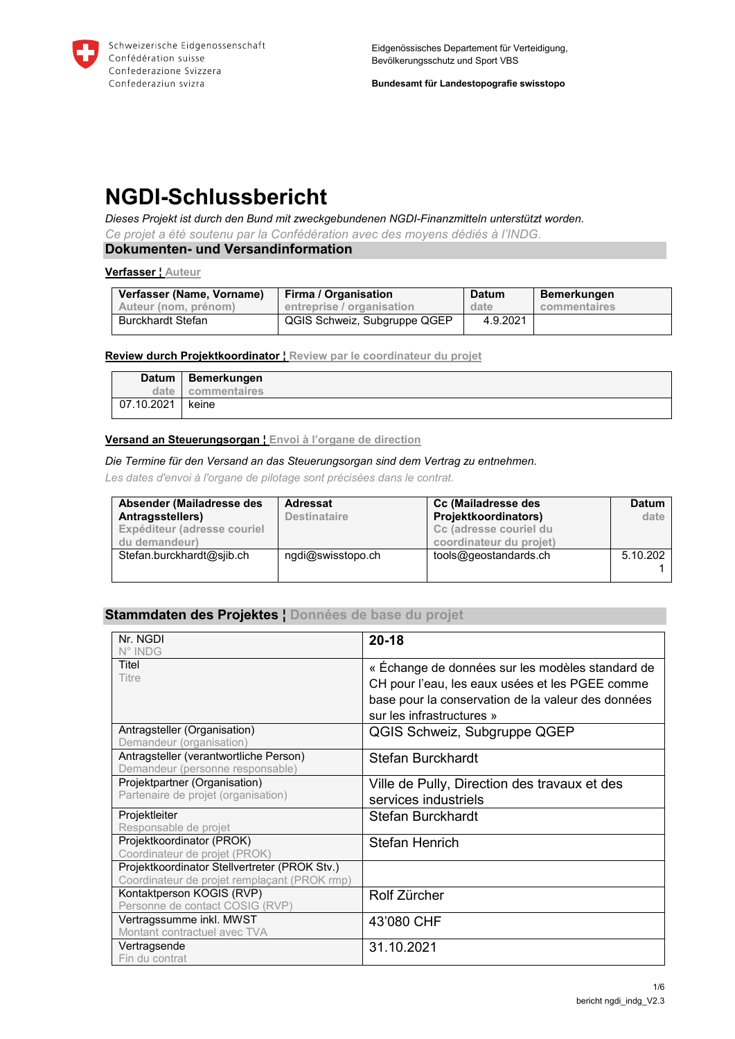Schweizerische Eidgenossenschaft
Confédération suisse
Confederazione Svizzera
Confederaziun svizra

Eidgenössisches Departement für Verteidigung, Bevölkerungsschutz und Sport VBS

**Bundesamt für Landestopografie swisstopo**

# NGDI-Schlussbericht

*Dieses Projekt ist durch den Bund mit zweckgebundenen NGDI-Finanzmitteln unterstützt worden.*
*Ce projet a été soutenu par la Confédération avec des moyens dédiés à l'INDG.*

## Dokumenten- und Versandinformation

**Verfasser ¦ Auteur**

| Verfasser (Name, Vorname) Auteur (nom, prénom) | Firma / Organisation entreprise / organisation | Datum date | Bemerkungen commentaires |
|---|---|---|---|
| Burckhardt Stefan | QGIS Schweiz, Subgruppe QGEP | 4.9.2021 | |

**Review durch Projektkoordinator ¦ Review par le coordinateur du projet**

| Datum date | Bemerkungen commentaires |
|---|---|
| 07.10.2021 | keine |

**Versand an Steuerungsorgan ¦ Envoi à l'organe de direction**

*Die Termine für den Versand an das Steuerungsorgan sind dem Vertrag zu entnehmen.*
*Les dates d'envoi à l'organe de pilotage sont précisées dans le contrat.*

| Absender (Mailadresse des Antragsstellers) Expéditeur (adresse couriel du demandeur) | Adressat Destinataire | Cc (Mailadresse des Projektkoordinators) Cc (adresse couriel du coordinateur du projet) | Datum date |
|---|---|---|---|
| Stefan.burckhardt@sjib.ch | ngdi@swisstopo.ch | tools@geostandards.ch | 5.10.2021 |

## Stammdaten des Projektes ¦ Données de base du projet

| | |
|---|---|
| Nr. NGDI N° INDG | **20-18** |
| Titel Titre | « Échange de données sur les modèles standard de CH pour l'eau, les eaux usées et les PGEE comme base pour la conservation de la valeur des données sur les infrastructures » |
| Antragsteller (Organisation) Demandeur (organisation) | QGIS Schweiz, Subgruppe QGEP |
| Antragsteller (verantwortliche Person) Demandeur (personne responsable) | Stefan Burckhardt |
| Projektpartner (Organisation) Partenaire de projet (organisation) | Ville de Pully, Direction des travaux et des services industriels |
| Projektleiter Responsable de projet | Stefan Burckhardt |
| Projektkoordinator (PROK) Coordinateur de projet (PROK) | Stefan Henrich |
| Projektkoordinator Stellvertreter (PROK Stv.) Coordinateur de projet remplaçant (PROK rmp) | |
| Kontaktperson KOGIS (RVP) Personne de contact COSIG (RVP) | Rolf Zürcher |
| Vertragssumme inkl. MWST Montant contractuel avec TVA | 43'080 CHF |
| Vertragsende Fin du contrat | 31.10.2021 |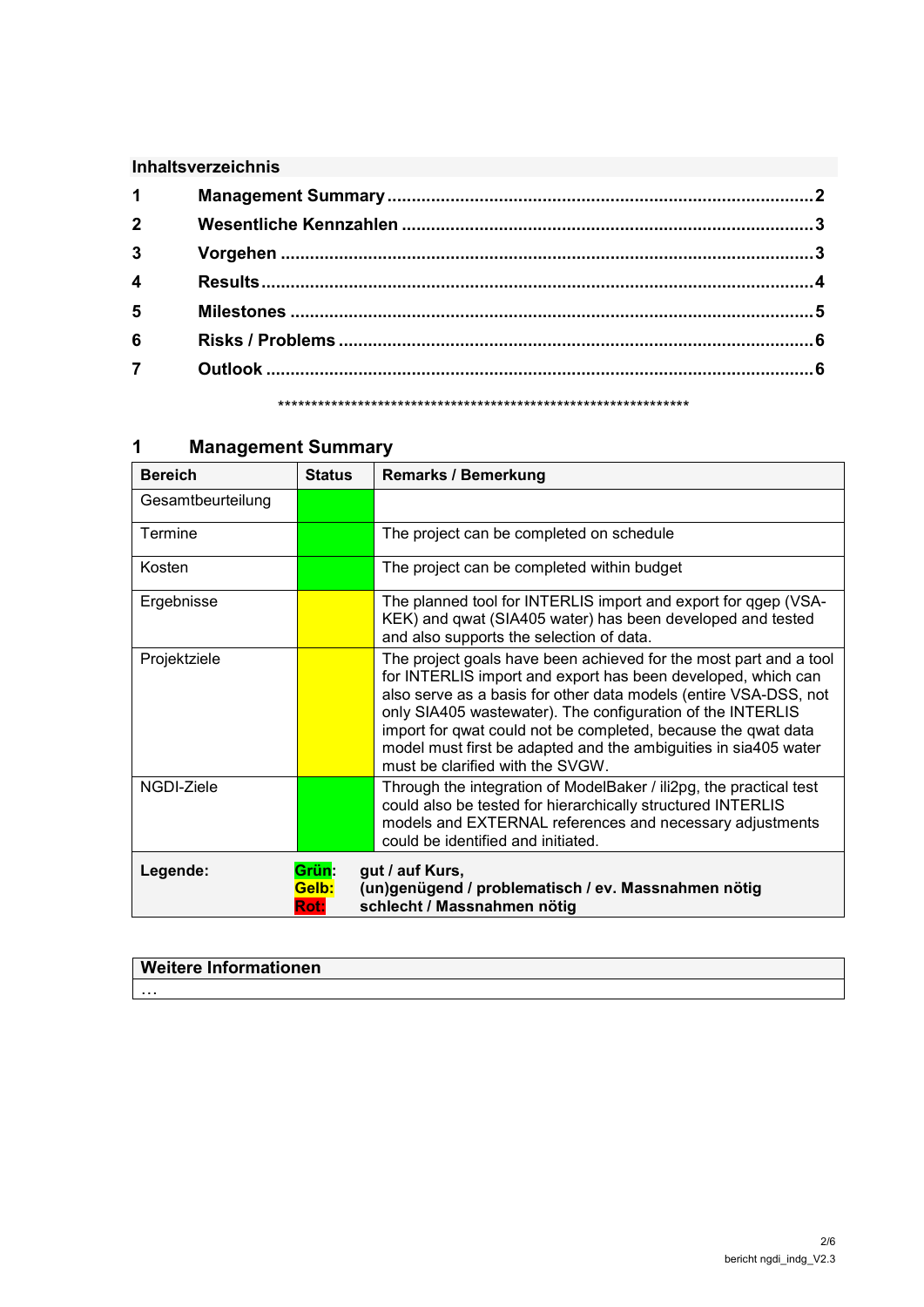**Inhaltsverzeichnis**

| | | |
|---|---|---|
| 1 | Management Summary | 2 |
| 2 | Wesentliche Kennzahlen | 3 |
| 3 | Vorgehen | 3 |
| 4 | Results | 4 |
| 5 | Milestones | 5 |
| 6 | Risks / Problems | 6 |
| 7 | Outlook | 6 |

\*\*\*\*\*\*\*\*\*\*\*\*\*\*\*\*\*\*\*\*\*\*\*\*\*\*\*\*\*\*\*\*\*\*\*\*\*\*\*\*\*\*\*\*\*\*\*\*\*\*\*\*\*\*\*\*\*\*\*\*\*\*\*\*\*\*

# 1 Management Summary

| Bereich | Status | Remarks / Bemerkung |
|---|---|---|
| Gesamtbeurteilung | Grün | |
| Termine | Grün | The project can be completed on schedule |
| Kosten | Grün | The project can be completed within budget |
| Ergebnisse | Gelb | The planned tool for INTERLIS import and export for qgep (VSA-KEK) and qwat (SIA405 water) has been developed and tested and also supports the selection of data. |
| Projektziele | Gelb | The project goals have been achieved for the most part and a tool for INTERLIS import and export has been developed, which can also serve as a basis for other data models (entire VSA-DSS, not only SIA405 wastewater). The configuration of the INTERLIS import for qwat could not be completed, because the qwat data model must first be adapted and the ambiguities in sia405 water must be clarified with the SVGW. |
| NGDI-Ziele | Grün | Through the integration of ModelBaker / ili2pg, the practical test could also be tested for hierarchically structured INTERLIS models and EXTERNAL references and necessary adjustments could be identified and initiated. |
| **Legende:** | **Grün:**<br>**Gelb:**<br>**Rot:** | **gut / auf Kurs,**<br>**(un)genügend / problematisch / ev. Massnahmen nötig**<br>**schlecht / Massnahmen nötig** |

| **Weitere Informationen** |
|---|
| … |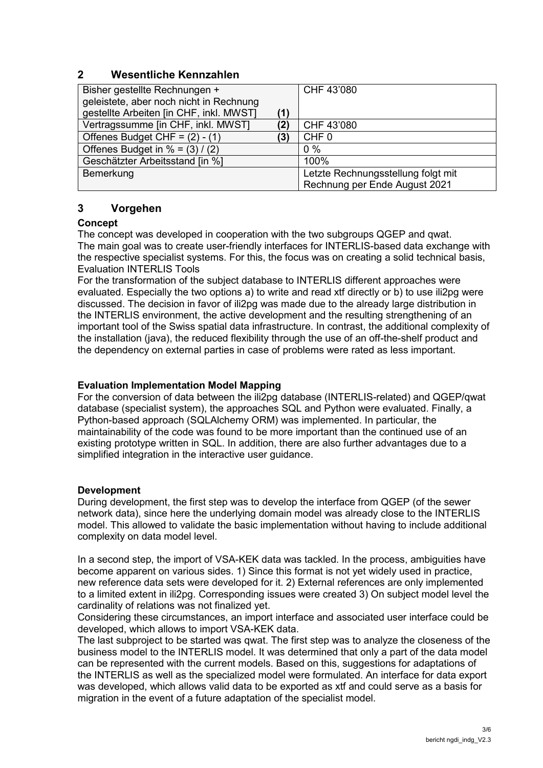## 2 Wesentliche Kennzahlen

| | | |
|---|---|---|
| Bisher gestellte Rechnungen + geleistete, aber noch nicht in Rechnung gestellte Arbeiten [in CHF, inkl. MWST] | **(1)** | CHF 43'080 |
| Vertragssumme [in CHF, inkl. MWST] | **(2)** | CHF 43'080 |
| Offenes Budget CHF = (2) - (1) | **(3)** | CHF 0 |
| Offenes Budget in % = (3) / (2) | | 0 % |
| Geschätzter Arbeitsstand [in %] | | 100% |
| Bemerkung | | Letzte Rechnungsstellung folgt mit Rechnung per Ende August 2021 |

## 3 Vorgehen

**Concept**

The concept was developed in cooperation with the two subgroups QGEP and qwat. The main goal was to create user-friendly interfaces for INTERLIS-based data exchange with the respective specialist systems. For this, the focus was on creating a solid technical basis, Evaluation INTERLIS Tools

For the transformation of the subject database to INTERLIS different approaches were evaluated. Especially the two options a) to write and read xtf directly or b) to use ili2pg were discussed. The decision in favor of ili2pg was made due to the already large distribution in the INTERLIS environment, the active development and the resulting strengthening of an important tool of the Swiss spatial data infrastructure. In contrast, the additional complexity of the installation (java), the reduced flexibility through the use of an off-the-shelf product and the dependency on external parties in case of problems were rated as less important.

**Evaluation Implementation Model Mapping**

For the conversion of data between the ili2pg database (INTERLIS-related) and QGEP/qwat database (specialist system), the approaches SQL and Python were evaluated. Finally, a Python-based approach (SQLAlchemy ORM) was implemented. In particular, the maintainability of the code was found to be more important than the continued use of an existing prototype written in SQL. In addition, there are also further advantages due to a simplified integration in the interactive user guidance.

**Development**

During development, the first step was to develop the interface from QGEP (of the sewer network data), since here the underlying domain model was already close to the INTERLIS model. This allowed to validate the basic implementation without having to include additional complexity on data model level.

In a second step, the import of VSA-KEK data was tackled. In the process, ambiguities have become apparent on various sides. 1) Since this format is not yet widely used in practice, new reference data sets were developed for it. 2) External references are only implemented to a limited extent in ili2pg. Corresponding issues were created 3) On subject model level the cardinality of relations was not finalized yet.

Considering these circumstances, an import interface and associated user interface could be developed, which allows to import VSA-KEK data.

The last subproject to be started was qwat. The first step was to analyze the closeness of the business model to the INTERLIS model. It was determined that only a part of the data model can be represented with the current models. Based on this, suggestions for adaptations of the INTERLIS as well as the specialized model were formulated. An interface for data export was developed, which allows valid data to be exported as xtf and could serve as a basis for migration in the event of a future adaptation of the specialist model.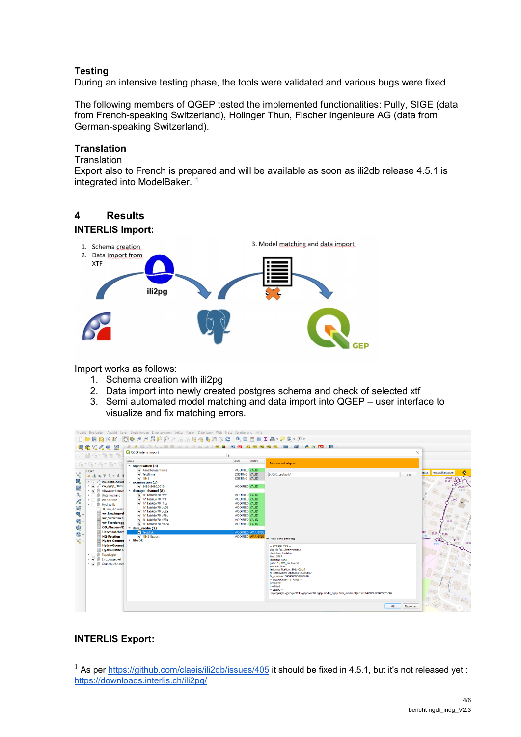**Testing**
During an intensive testing phase, the tools were validated and various bugs were fixed.

The following members of QGEP tested the implemented functionalities: Pully, SIGE (data from French-speaking Switzerland), Holinger Thun, Fischer Ingenieure AG (data from German-speaking Switzerland).

**Translation**
Translation
Export also to French is prepared and will be available as soon as ili2db release 4.5.1 is integrated into ModelBaker. [1]

# 4 Results

**INTERLIS Import:**

1. Schema creation
2. Data import from XTF

3. Model matching and data import

ili2pg

GEP

Import works as follows:

1. Schema creation with ili2pg
2. Data import into newly created postgres schema and check of selected xtf
3. Semi automated model matching and data import into QGEP – user interface to visualize and fix matching errors.

**INTERLIS Export:**

[1] As per https://github.com/claeis/ili2db/issues/405 it should be fixed in 4.5.1, but it's not released yet : https://downloads.interlis.ch/ili2pg/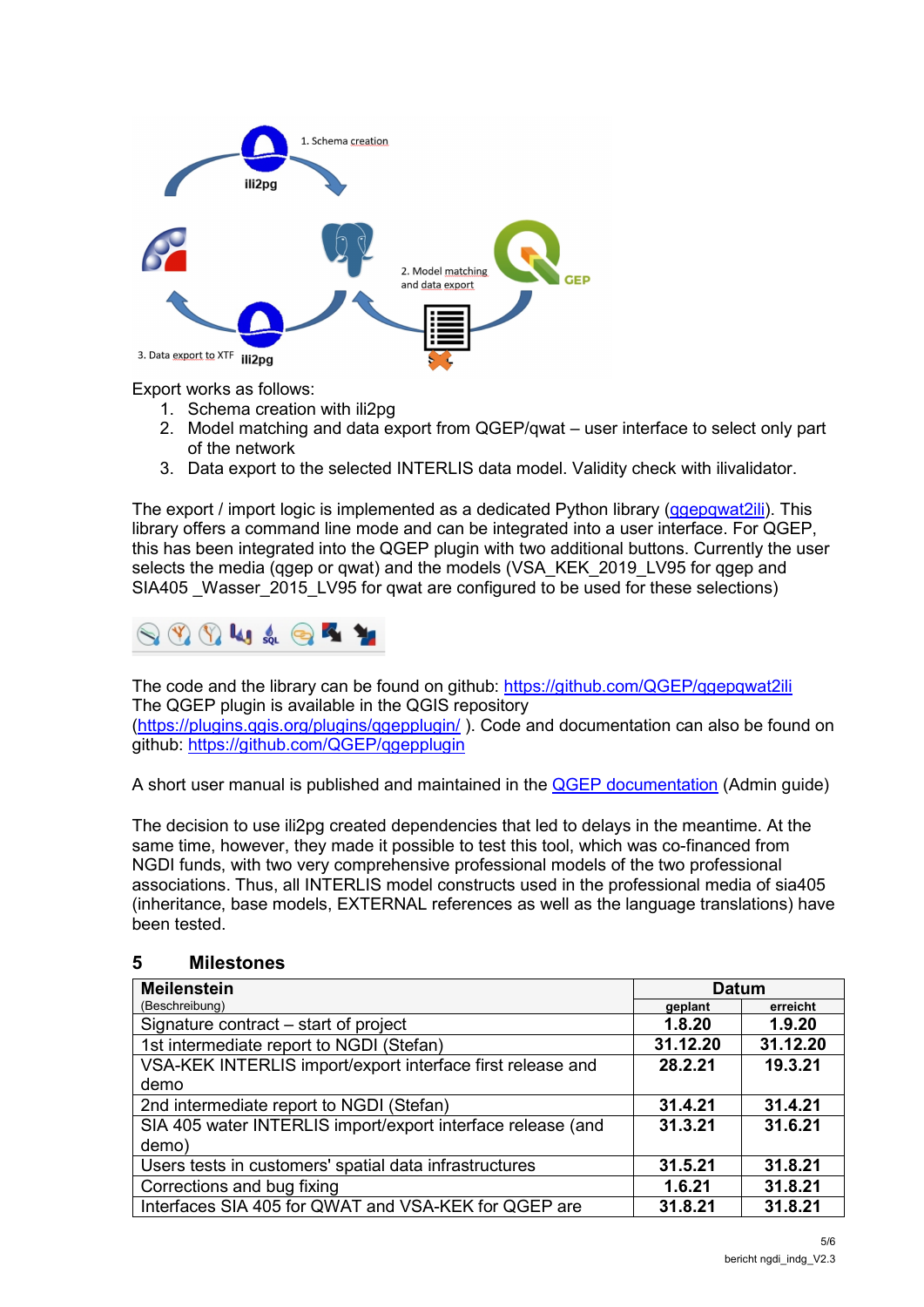Export works as follows:

1. Schema creation with ili2pg
2. Model matching and data export from QGEP/qwat – user interface to select only part of the network
3. Data export to the selected INTERLIS data model. Validity check with ilivalidator.

The export / import logic is implemented as a dedicated Python library (qgepqwat2ili). This library offers a command line mode and can be integrated into a user interface. For QGEP, this has been integrated into the QGEP plugin with two additional buttons. Currently the user selects the media (qgep or qwat) and the models (VSA_KEK_2019_LV95 for qgep and SIA405 _Wasser_2015_LV95 for qwat are configured to be used for these selections)

The code and the library can be found on github: https://github.com/QGEP/qgepqwat2ili
The QGEP plugin is available in the QGIS repository (https://plugins.qgis.org/plugins/qgepplugin/ ). Code and documentation can also be found on github: https://github.com/QGEP/qgepplugin

A short user manual is published and maintained in the QGEP documentation (Admin guide)

The decision to use ili2pg created dependencies that led to delays in the meantime. At the same time, however, they made it possible to test this tool, which was co-financed from NGDI funds, with two very comprehensive professional models of the two professional associations. Thus, all INTERLIS model constructs used in the professional media of sia405 (inheritance, base models, EXTERNAL references as well as the language translations) have been tested.

## 5 Milestones

| **Meilenstein** (Beschreibung) | **Datum** | |
|---|---|---|
| | **geplant** | **erreicht** |
| Signature contract – start of project | **1.8.20** | **1.9.20** |
| 1st intermediate report to NGDI (Stefan) | **31.12.20** | **31.12.20** |
| VSA-KEK INTERLIS import/export interface first release and demo | **28.2.21** | **19.3.21** |
| 2nd intermediate report to NGDI (Stefan) | **31.4.21** | **31.4.21** |
| SIA 405 water INTERLIS import/export interface release (and demo) | **31.3.21** | **31.6.21** |
| Users tests in customers' spatial data infrastructures | **31.5.21** | **31.8.21** |
| Corrections and bug fixing | **1.6.21** | **31.8.21** |
| Interfaces SIA 405 for QWAT and VSA-KEK for QGEP are | **31.8.21** | **31.8.21** |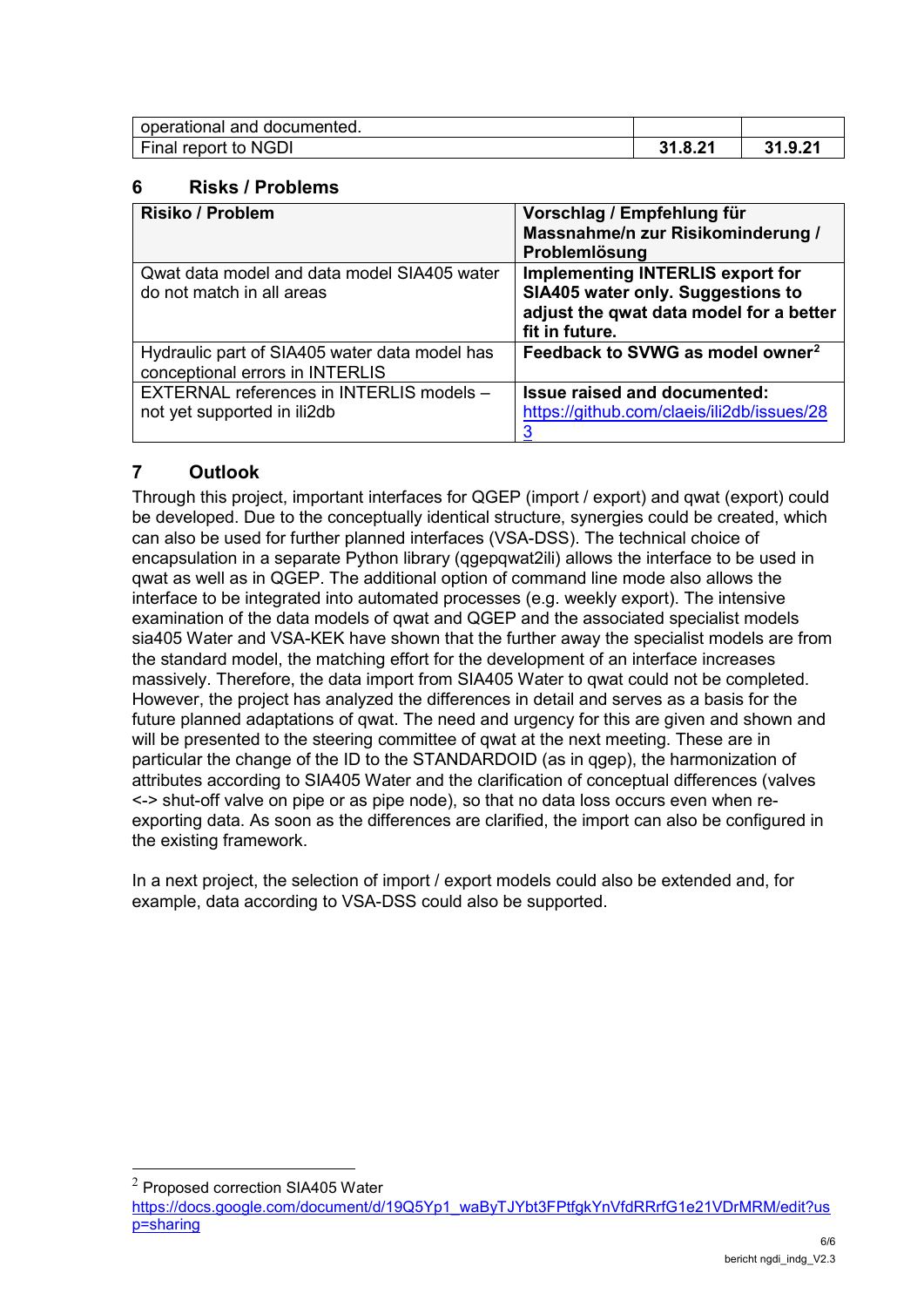| | | |
|---|---|---|
| operational and documented. | | |
| Final report to NGDI | **31.8.21** | **31.9.21** |

## 6 Risks / Problems

| Risiko / Problem | Vorschlag / Empfehlung für Massnahme/n zur Risikominderung / Problemlösung |
|---|---|
| Qwat data model and data model SIA405 water do not match in all areas | **Implementing INTERLIS export for SIA405 water only. Suggestions to adjust the qwat data model for a better fit in future.** |
| Hydraulic part of SIA405 water data model has conceptional errors in INTERLIS | **Feedback to SVWG as model owner[2]** |
| EXTERNAL references in INTERLIS models – not yet supported in ili2db | **Issue raised and documented:** https://github.com/claeis/ili2db/issues/283 |

## 7 Outlook

Through this project, important interfaces for QGEP (import / export) and qwat (export) could be developed. Due to the conceptually identical structure, synergies could be created, which can also be used for further planned interfaces (VSA-DSS). The technical choice of encapsulation in a separate Python library (qgepqwat2ili) allows the interface to be used in qwat as well as in QGEP. The additional option of command line mode also allows the interface to be integrated into automated processes (e.g. weekly export). The intensive examination of the data models of qwat and QGEP and the associated specialist models sia405 Water and VSA-KEK have shown that the further away the specialist models are from the standard model, the matching effort for the development of an interface increases massively. Therefore, the data import from SIA405 Water to qwat could not be completed. However, the project has analyzed the differences in detail and serves as a basis for the future planned adaptations of qwat. The need and urgency for this are given and shown and will be presented to the steering committee of qwat at the next meeting. These are in particular the change of the ID to the STANDARDOID (as in qgep), the harmonization of attributes according to SIA405 Water and the clarification of conceptual differences (valves <-> shut-off valve on pipe or as pipe node), so that no data loss occurs even when re-exporting data. As soon as the differences are clarified, the import can also be configured in the existing framework.

In a next project, the selection of import / export models could also be extended and, for example, data according to VSA-DSS could also be supported.

---

[2] Proposed correction SIA405 Water
https://docs.google.com/document/d/19Q5Yp1_waByTJYbt3FPtfgkYnVfdRRrfG1e21VDrMRM/edit?usp=sharing